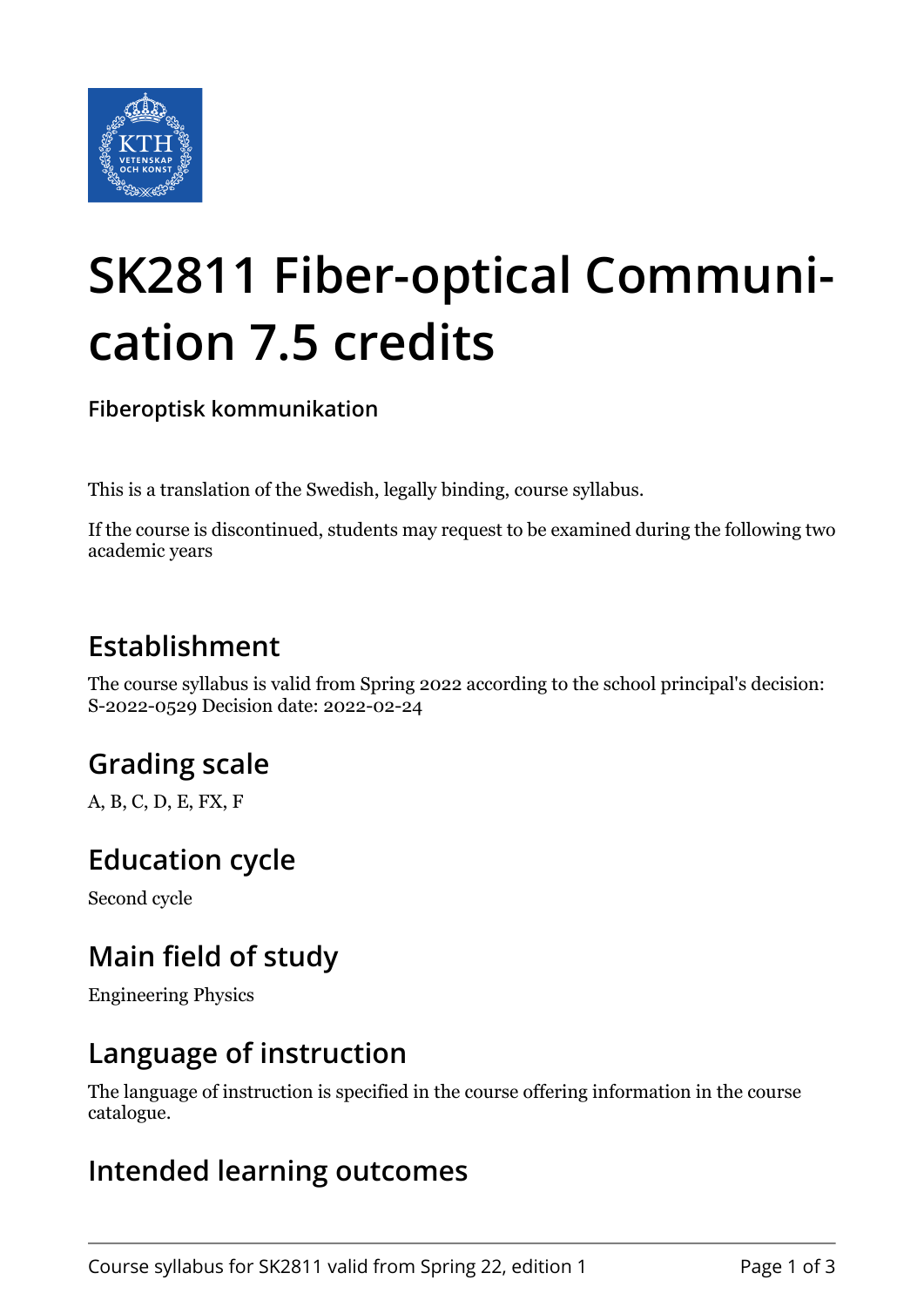# SK2811 Fiber-optical Communication 7.5 credits

**Fiberoptisk kommunikation**

This is a translation of the Swedish, legally binding, course syllabus.

If the course is discontinued, students may request to be examined during the following two academic years

## Establishment

The course syllabus is valid from Spring 2022 according to the school principal's decision: S-2022-0529 Decision date: 2022-02-24

## Grading scale

A, B, C, D, E, FX, F

## Education cycle

Second cycle

## Main field of study

Engineering Physics

## Language of instruction

The language of instruction is specified in the course offering information in the course catalogue.

## Intended learning outcomes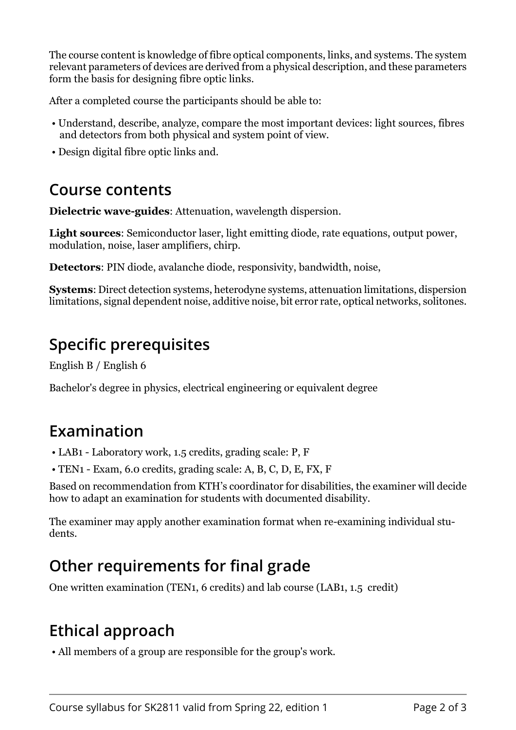The course content is knowledge of fibre optical components, links, and systems. The system relevant parameters of devices are derived from a physical description, and these parameters form the basis for designing fibre optic links.

After a completed course the participants should be able to:

- Understand, describe, analyze, compare the most important devices: light sources, fibres and detectors from both physical and system point of view.
- Design digital fibre optic links and.

## Course contents

**Dielectric wave-guides**: Attenuation, wavelength dispersion.

**Light sources**: Semiconductor laser, light emitting diode, rate equations, output power, modulation, noise, laser amplifiers, chirp.

**Detectors**: PIN diode, avalanche diode, responsivity, bandwidth, noise,

**Systems**: Direct detection systems, heterodyne systems, attenuation limitations, dispersion limitations, signal dependent noise, additive noise, bit error rate, optical networks, solitones.

## Specific prerequisites

English B / English 6

Bachelor's degree in physics, electrical engineering or equivalent degree

## Examination

- LAB1 - Laboratory work, 1.5 credits, grading scale: P, F
- TEN1 - Exam, 6.0 credits, grading scale: A, B, C, D, E, FX, F

Based on recommendation from KTH's coordinator for disabilities, the examiner will decide how to adapt an examination for students with documented disability.

The examiner may apply another examination format when re-examining individual students.

## Other requirements for final grade

One written examination (TEN1, 6 credits) and lab course (LAB1, 1.5 credit)

## Ethical approach

- All members of a group are responsible for the group's work.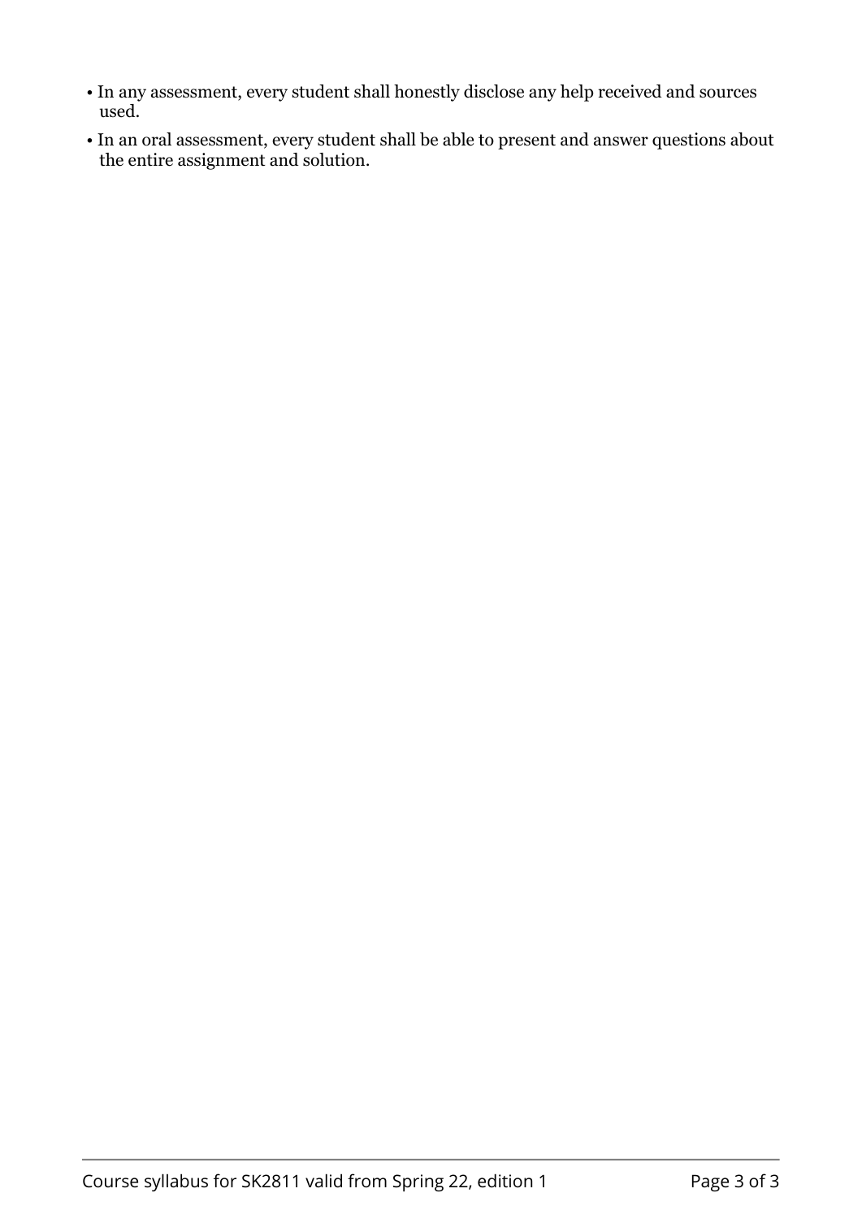- In any assessment, every student shall honestly disclose any help received and sources used.
- In an oral assessment, every student shall be able to present and answer questions about the entire assignment and solution.